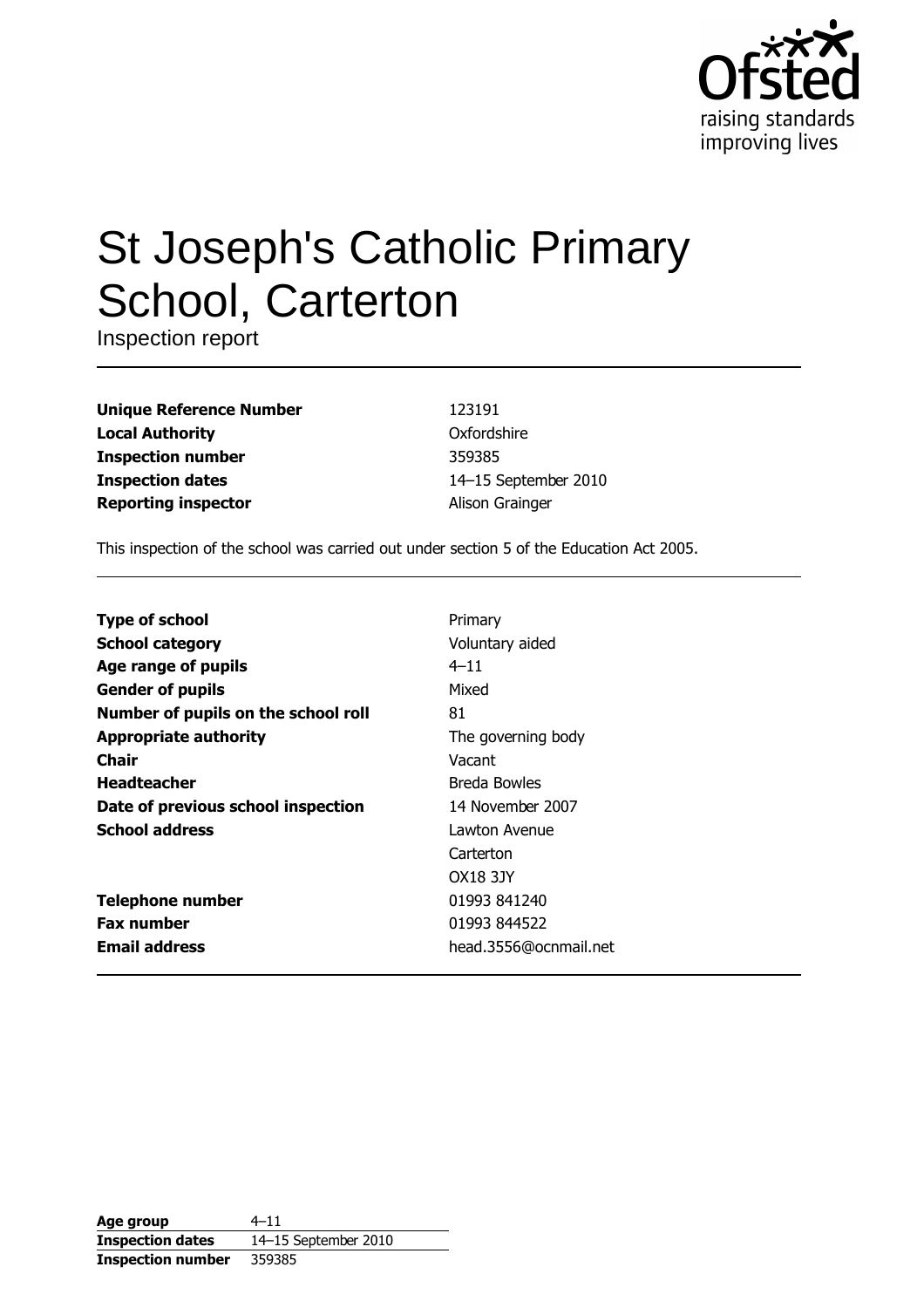# St Joseph's Catholic Primary School, Carterton

Inspection report

| | |
|---|---|
| **Unique Reference Number** | 123191 |
| **Local Authority** | Oxfordshire |
| **Inspection number** | 359385 |
| **Inspection dates** | 14–15 September 2010 |
| **Reporting inspector** | Alison Grainger |

This inspection of the school was carried out under section 5 of the Education Act 2005.

| | |
|---|---|
| **Type of school** | Primary |
| **School category** | Voluntary aided |
| **Age range of pupils** | 4–11 |
| **Gender of pupils** | Mixed |
| **Number of pupils on the school roll** | 81 |
| **Appropriate authority** | The governing body |
| **Chair** | Vacant |
| **Headteacher** | Breda Bowles |
| **Date of previous school inspection** | 14 November 2007 |
| **School address** | Lawton Avenue<br>Carterton<br>OX18 3JY |
| **Telephone number** | 01993 841240 |
| **Fax number** | 01993 844522 |
| **Email address** | head.3556@ocnmail.net |

| | |
|---|---|
| **Age group** | 4–11 |
| **Inspection dates** | 14–15 September 2010 |
| **Inspection number** | 359385 |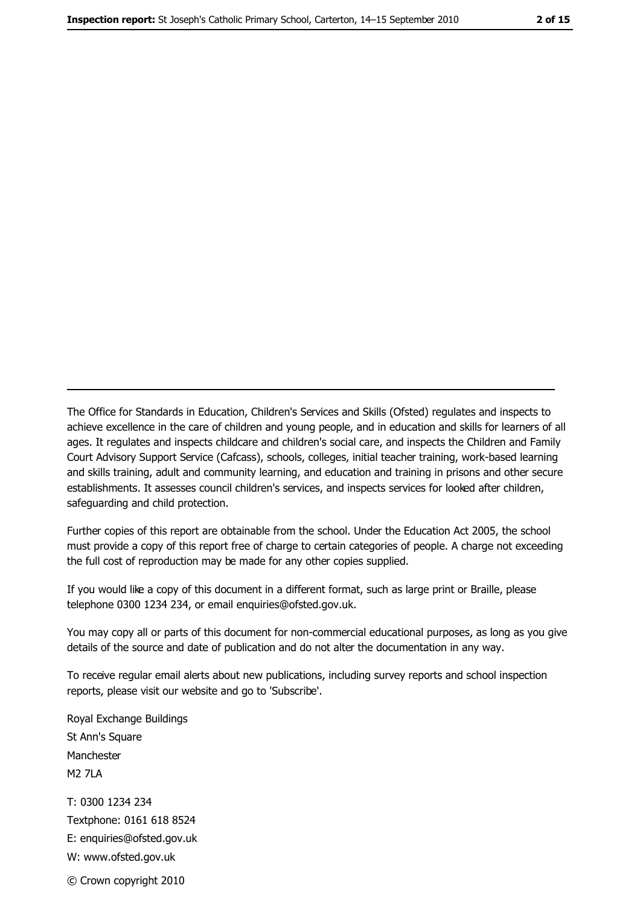---

The Office for Standards in Education, Children's Services and Skills (Ofsted) regulates and inspects to achieve excellence in the care of children and young people, and in education and skills for learners of all ages. It regulates and inspects childcare and children's social care, and inspects the Children and Family Court Advisory Support Service (Cafcass), schools, colleges, initial teacher training, work-based learning and skills training, adult and community learning, and education and training in prisons and other secure establishments. It assesses council children's services, and inspects services for looked after children, safeguarding and child protection.

Further copies of this report are obtainable from the school. Under the Education Act 2005, the school must provide a copy of this report free of charge to certain categories of people. A charge not exceeding the full cost of reproduction may be made for any other copies supplied.

If you would like a copy of this document in a different format, such as large print or Braille, please telephone 0300 1234 234, or email enquiries@ofsted.gov.uk.

You may copy all or parts of this document for non-commercial educational purposes, as long as you give details of the source and date of publication and do not alter the documentation in any way.

To receive regular email alerts about new publications, including survey reports and school inspection reports, please visit our website and go to 'Subscribe'.

Royal Exchange Buildings
St Ann's Square
Manchester
M2 7LA

T: 0300 1234 234
Textphone: 0161 618 8524
E: enquiries@ofsted.gov.uk
W: www.ofsted.gov.uk

© Crown copyright 2010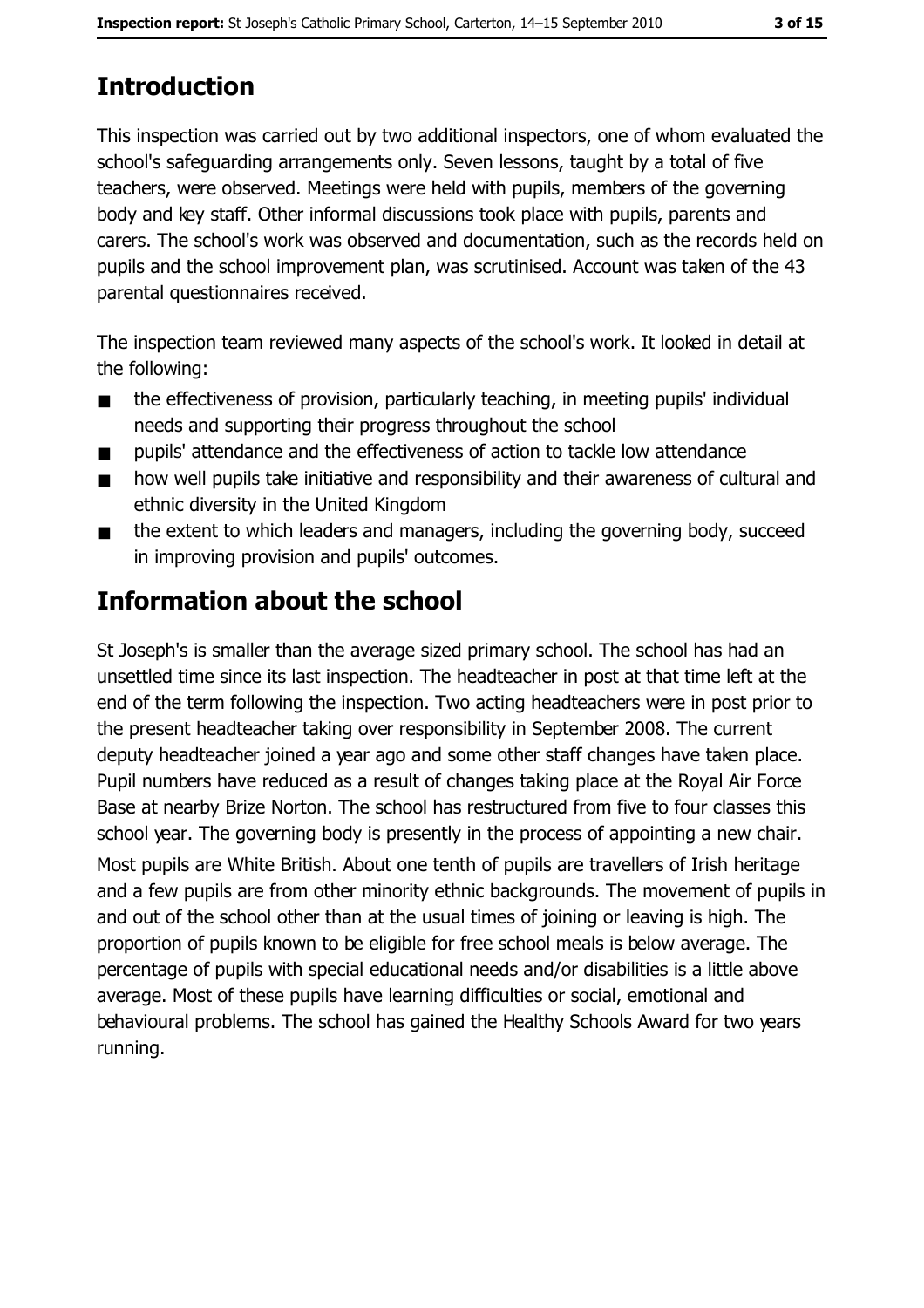## Introduction

This inspection was carried out by two additional inspectors, one of whom evaluated the school's safeguarding arrangements only. Seven lessons, taught by a total of five teachers, were observed. Meetings were held with pupils, members of the governing body and key staff. Other informal discussions took place with pupils, parents and carers. The school's work was observed and documentation, such as the records held on pupils and the school improvement plan, was scrutinised. Account was taken of the 43 parental questionnaires received.

The inspection team reviewed many aspects of the school's work. It looked in detail at the following:

- the effectiveness of provision, particularly teaching, in meeting pupils' individual needs and supporting their progress throughout the school
- pupils' attendance and the effectiveness of action to tackle low attendance
- how well pupils take initiative and responsibility and their awareness of cultural and ethnic diversity in the United Kingdom
- the extent to which leaders and managers, including the governing body, succeed in improving provision and pupils' outcomes.

## Information about the school

St Joseph's is smaller than the average sized primary school. The school has had an unsettled time since its last inspection. The headteacher in post at that time left at the end of the term following the inspection. Two acting headteachers were in post prior to the present headteacher taking over responsibility in September 2008. The current deputy headteacher joined a year ago and some other staff changes have taken place. Pupil numbers have reduced as a result of changes taking place at the Royal Air Force Base at nearby Brize Norton. The school has restructured from five to four classes this school year. The governing body is presently in the process of appointing a new chair.

Most pupils are White British. About one tenth of pupils are travellers of Irish heritage and a few pupils are from other minority ethnic backgrounds. The movement of pupils in and out of the school other than at the usual times of joining or leaving is high. The proportion of pupils known to be eligible for free school meals is below average. The percentage of pupils with special educational needs and/or disabilities is a little above average. Most of these pupils have learning difficulties or social, emotional and behavioural problems. The school has gained the Healthy Schools Award for two years running.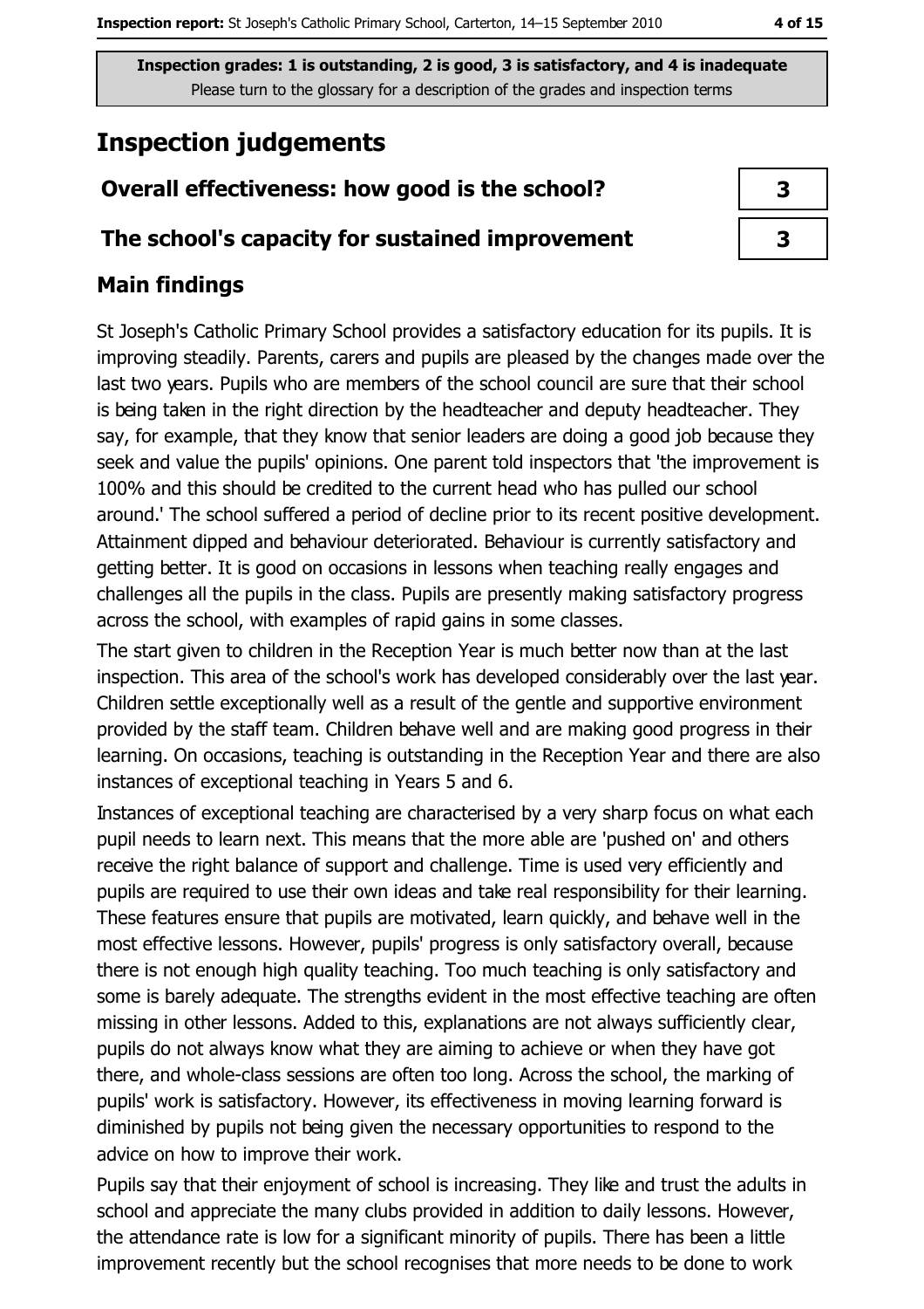Inspection grades: 1 is outstanding, 2 is good, 3 is satisfactory, and 4 is inadequate
Please turn to the glossary for a description of the grades and inspection terms

# Inspection judgements

| | |
|---|---|
| **Overall effectiveness: how good is the school?** | 3 |
| **The school's capacity for sustained improvement** | 3 |

## Main findings

St Joseph's Catholic Primary School provides a satisfactory education for its pupils. It is improving steadily. Parents, carers and pupils are pleased by the changes made over the last two years. Pupils who are members of the school council are sure that their school is being taken in the right direction by the headteacher and deputy headteacher. They say, for example, that they know that senior leaders are doing a good job because they seek and value the pupils' opinions. One parent told inspectors that 'the improvement is 100% and this should be credited to the current head who has pulled our school around.' The school suffered a period of decline prior to its recent positive development. Attainment dipped and behaviour deteriorated. Behaviour is currently satisfactory and getting better. It is good on occasions in lessons when teaching really engages and challenges all the pupils in the class. Pupils are presently making satisfactory progress across the school, with examples of rapid gains in some classes.

The start given to children in the Reception Year is much better now than at the last inspection. This area of the school's work has developed considerably over the last year. Children settle exceptionally well as a result of the gentle and supportive environment provided by the staff team. Children behave well and are making good progress in their learning. On occasions, teaching is outstanding in the Reception Year and there are also instances of exceptional teaching in Years 5 and 6.

Instances of exceptional teaching are characterised by a very sharp focus on what each pupil needs to learn next. This means that the more able are 'pushed on' and others receive the right balance of support and challenge. Time is used very efficiently and pupils are required to use their own ideas and take real responsibility for their learning. These features ensure that pupils are motivated, learn quickly, and behave well in the most effective lessons. However, pupils' progress is only satisfactory overall, because there is not enough high quality teaching. Too much teaching is only satisfactory and some is barely adequate. The strengths evident in the most effective teaching are often missing in other lessons. Added to this, explanations are not always sufficiently clear, pupils do not always know what they are aiming to achieve or when they have got there, and whole-class sessions are often too long. Across the school, the marking of pupils' work is satisfactory. However, its effectiveness in moving learning forward is diminished by pupils not being given the necessary opportunities to respond to the advice on how to improve their work.

Pupils say that their enjoyment of school is increasing. They like and trust the adults in school and appreciate the many clubs provided in addition to daily lessons. However, the attendance rate is low for a significant minority of pupils. There has been a little improvement recently but the school recognises that more needs to be done to work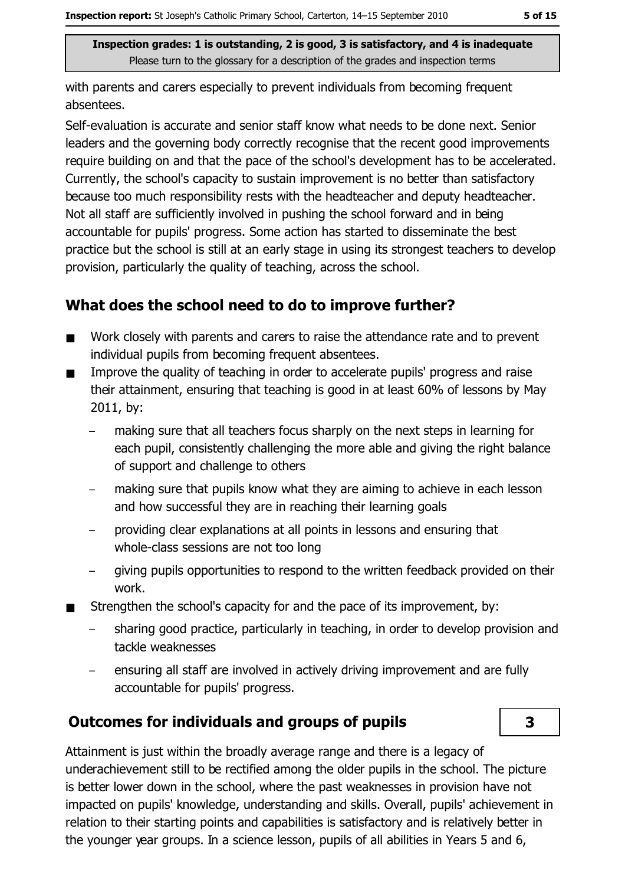with parents and carers especially to prevent individuals from becoming frequent absentees.

Self-evaluation is accurate and senior staff know what needs to be done next. Senior leaders and the governing body correctly recognise that the recent good improvements require building on and that the pace of the school's development has to be accelerated. Currently, the school's capacity to sustain improvement is no better than satisfactory because too much responsibility rests with the headteacher and deputy headteacher. Not all staff are sufficiently involved in pushing the school forward and in being accountable for pupils' progress. Some action has started to disseminate the best practice but the school is still at an early stage in using its strongest teachers to develop provision, particularly the quality of teaching, across the school.

## What does the school need to do to improve further?

- Work closely with parents and carers to raise the attendance rate and to prevent individual pupils from becoming frequent absentees.
- Improve the quality of teaching in order to accelerate pupils' progress and raise their attainment, ensuring that teaching is good in at least 60% of lessons by May 2011, by:
  - making sure that all teachers focus sharply on the next steps in learning for each pupil, consistently challenging the more able and giving the right balance of support and challenge to others
  - making sure that pupils know what they are aiming to achieve in each lesson and how successful they are in reaching their learning goals
  - providing clear explanations at all points in lessons and ensuring that whole-class sessions are not too long
  - giving pupils opportunities to respond to the written feedback provided on their work.
- Strengthen the school's capacity for and the pace of its improvement, by:
  - sharing good practice, particularly in teaching, in order to develop provision and tackle weaknesses
  - ensuring all staff are involved in actively driving improvement and are fully accountable for pupils' progress.

## Outcomes for individuals and groups of pupils — 3

Attainment is just within the broadly average range and there is a legacy of underachievement still to be rectified among the older pupils in the school. The picture is better lower down in the school, where the past weaknesses in provision have not impacted on pupils' knowledge, understanding and skills. Overall, pupils' achievement in relation to their starting points and capabilities is satisfactory and is relatively better in the younger year groups. In a science lesson, pupils of all abilities in Years 5 and 6,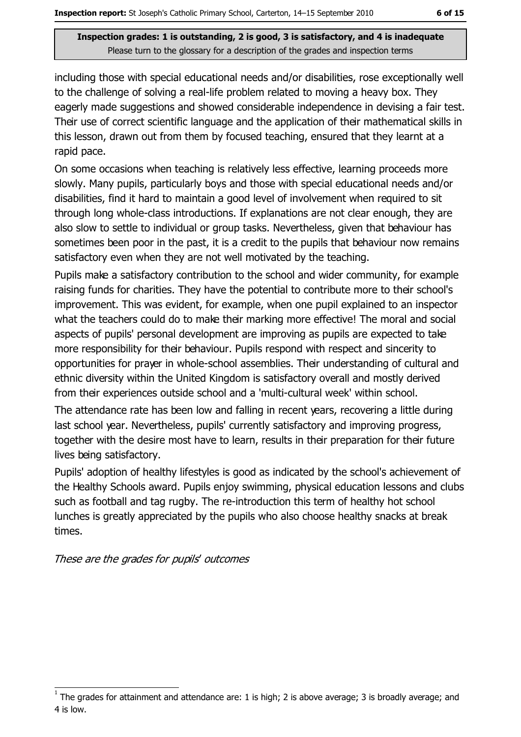**Inspection grades: 1 is outstanding, 2 is good, 3 is satisfactory, and 4 is inadequate**
Please turn to the glossary for a description of the grades and inspection terms

including those with special educational needs and/or disabilities, rose exceptionally well to the challenge of solving a real-life problem related to moving a heavy box. They eagerly made suggestions and showed considerable independence in devising a fair test. Their use of correct scientific language and the application of their mathematical skills in this lesson, drawn out from them by focused teaching, ensured that they learnt at a rapid pace.

On some occasions when teaching is relatively less effective, learning proceeds more slowly. Many pupils, particularly boys and those with special educational needs and/or disabilities, find it hard to maintain a good level of involvement when required to sit through long whole-class introductions. If explanations are not clear enough, they are also slow to settle to individual or group tasks. Nevertheless, given that behaviour has sometimes been poor in the past, it is a credit to the pupils that behaviour now remains satisfactory even when they are not well motivated by the teaching.

Pupils make a satisfactory contribution to the school and wider community, for example raising funds for charities. They have the potential to contribute more to their school's improvement. This was evident, for example, when one pupil explained to an inspector what the teachers could do to make their marking more effective! The moral and social aspects of pupils' personal development are improving as pupils are expected to take more responsibility for their behaviour. Pupils respond with respect and sincerity to opportunities for prayer in whole-school assemblies. Their understanding of cultural and ethnic diversity within the United Kingdom is satisfactory overall and mostly derived from their experiences outside school and a 'multi-cultural week' within school.

The attendance rate has been low and falling in recent years, recovering a little during last school year. Nevertheless, pupils' currently satisfactory and improving progress, together with the desire most have to learn, results in their preparation for their future lives being satisfactory.

Pupils' adoption of healthy lifestyles is good as indicated by the school's achievement of the Healthy Schools award. Pupils enjoy swimming, physical education lessons and clubs such as football and tag rugby. The re-introduction this term of healthy hot school lunches is greatly appreciated by the pupils who also choose healthy snacks at break times.

*These are the grades for pupils' outcomes*

[1] The grades for attainment and attendance are: 1 is high; 2 is above average; 3 is broadly average; and 4 is low.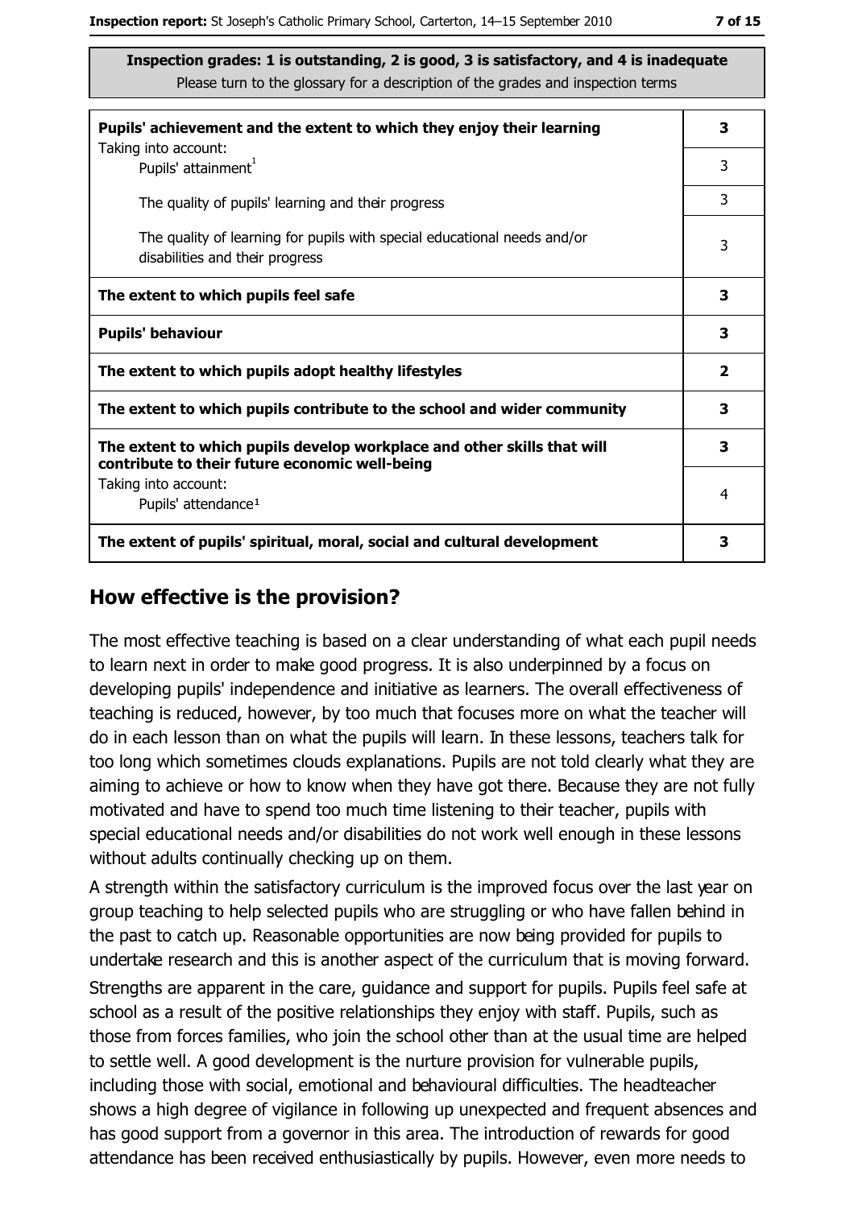**Inspection grades: 1 is outstanding, 2 is good, 3 is satisfactory, and 4 is inadequate**
Please turn to the glossary for a description of the grades and inspection terms

| | |
|---|---|
| **Pupils' achievement and the extent to which they enjoy their learning** | **3** |
| Taking into account: Pupils' attainment[1] | 3 |
| The quality of pupils' learning and their progress | 3 |
| The quality of learning for pupils with special educational needs and/or disabilities and their progress | 3 |
| **The extent to which pupils feel safe** | **3** |
| **Pupils' behaviour** | **3** |
| **The extent to which pupils adopt healthy lifestyles** | **2** |
| **The extent to which pupils contribute to the school and wider community** | **3** |
| **The extent to which pupils develop workplace and other skills that will contribute to their future economic well-being** | **3** |
| Taking into account: Pupils' attendance[1] | 4 |
| **The extent of pupils' spiritual, moral, social and cultural development** | **3** |

## How effective is the provision?

The most effective teaching is based on a clear understanding of what each pupil needs to learn next in order to make good progress. It is also underpinned by a focus on developing pupils' independence and initiative as learners. The overall effectiveness of teaching is reduced, however, by too much that focuses more on what the teacher will do in each lesson than on what the pupils will learn. In these lessons, teachers talk for too long which sometimes clouds explanations. Pupils are not told clearly what they are aiming to achieve or how to know when they have got there. Because they are not fully motivated and have to spend too much time listening to their teacher, pupils with special educational needs and/or disabilities do not work well enough in these lessons without adults continually checking up on them.

A strength within the satisfactory curriculum is the improved focus over the last year on group teaching to help selected pupils who are struggling or who have fallen behind in the past to catch up. Reasonable opportunities are now being provided for pupils to undertake research and this is another aspect of the curriculum that is moving forward.

Strengths are apparent in the care, guidance and support for pupils. Pupils feel safe at school as a result of the positive relationships they enjoy with staff. Pupils, such as those from forces families, who join the school other than at the usual time are helped to settle well. A good development is the nurture provision for vulnerable pupils, including those with social, emotional and behavioural difficulties. The headteacher shows a high degree of vigilance in following up unexpected and frequent absences and has good support from a governor in this area. The introduction of rewards for good attendance has been received enthusiastically by pupils. However, even more needs to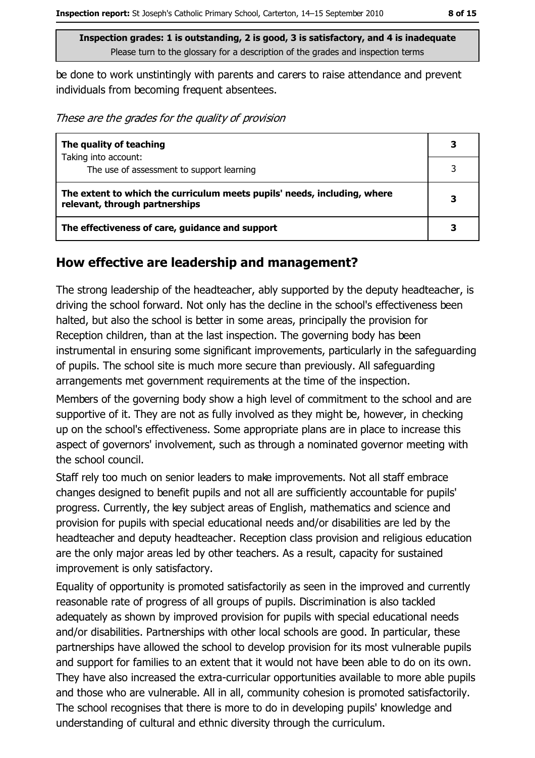be done to work unstintingly with parents and carers to raise attendance and prevent individuals from becoming frequent absentees.

*These are the grades for the quality of provision*

| | |
|---|---|
| **The quality of teaching** Taking into account: | **3** |
| The use of assessment to support learning | 3 |
| **The extent to which the curriculum meets pupils' needs, including, where relevant, through partnerships** | **3** |
| **The effectiveness of care, guidance and support** | **3** |

## How effective are leadership and management?

The strong leadership of the headteacher, ably supported by the deputy headteacher, is driving the school forward. Not only has the decline in the school's effectiveness been halted, but also the school is better in some areas, principally the provision for Reception children, than at the last inspection. The governing body has been instrumental in ensuring some significant improvements, particularly in the safeguarding of pupils. The school site is much more secure than previously. All safeguarding arrangements met government requirements at the time of the inspection.

Members of the governing body show a high level of commitment to the school and are supportive of it. They are not as fully involved as they might be, however, in checking up on the school's effectiveness. Some appropriate plans are in place to increase this aspect of governors' involvement, such as through a nominated governor meeting with the school council.

Staff rely too much on senior leaders to make improvements. Not all staff embrace changes designed to benefit pupils and not all are sufficiently accountable for pupils' progress. Currently, the key subject areas of English, mathematics and science and provision for pupils with special educational needs and/or disabilities are led by the headteacher and deputy headteacher. Reception class provision and religious education are the only major areas led by other teachers. As a result, capacity for sustained improvement is only satisfactory.

Equality of opportunity is promoted satisfactorily as seen in the improved and currently reasonable rate of progress of all groups of pupils. Discrimination is also tackled adequately as shown by improved provision for pupils with special educational needs and/or disabilities. Partnerships with other local schools are good. In particular, these partnerships have allowed the school to develop provision for its most vulnerable pupils and support for families to an extent that it would not have been able to do on its own. They have also increased the extra-curricular opportunities available to more able pupils and those who are vulnerable. All in all, community cohesion is promoted satisfactorily. The school recognises that there is more to do in developing pupils' knowledge and understanding of cultural and ethnic diversity through the curriculum.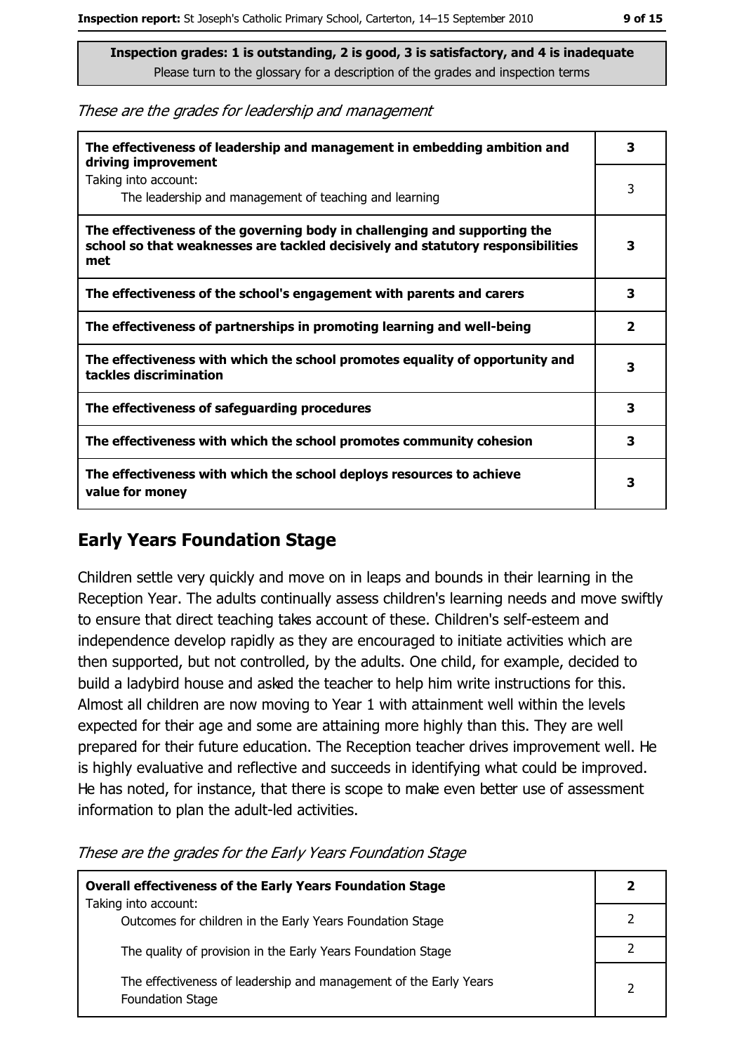**Inspection grades: 1 is outstanding, 2 is good, 3 is satisfactory, and 4 is inadequate**
Please turn to the glossary for a description of the grades and inspection terms

*These are the grades for leadership and management*

| | |
|---|---|
| **The effectiveness of leadership and management in embedding ambition and driving improvement** | **3** |
| Taking into account:<br>The leadership and management of teaching and learning | 3 |
| **The effectiveness of the governing body in challenging and supporting the school so that weaknesses are tackled decisively and statutory responsibilities met** | **3** |
| **The effectiveness of the school's engagement with parents and carers** | **3** |
| **The effectiveness of partnerships in promoting learning and well-being** | **2** |
| **The effectiveness with which the school promotes equality of opportunity and tackles discrimination** | **3** |
| **The effectiveness of safeguarding procedures** | **3** |
| **The effectiveness with which the school promotes community cohesion** | **3** |
| **The effectiveness with which the school deploys resources to achieve value for money** | **3** |

## Early Years Foundation Stage

Children settle very quickly and move on in leaps and bounds in their learning in the Reception Year. The adults continually assess children's learning needs and move swiftly to ensure that direct teaching takes account of these. Children's self-esteem and independence develop rapidly as they are encouraged to initiate activities which are then supported, but not controlled, by the adults. One child, for example, decided to build a ladybird house and asked the teacher to help him write instructions for this. Almost all children are now moving to Year 1 with attainment well within the levels expected for their age and some are attaining more highly than this. They are well prepared for their future education. The Reception teacher drives improvement well. He is highly evaluative and reflective and succeeds in identifying what could be improved. He has noted, for instance, that there is scope to make even better use of assessment information to plan the adult-led activities.

*These are the grades for the Early Years Foundation Stage*

| | |
|---|---|
| **Overall effectiveness of the Early Years Foundation Stage** | **2** |
| Taking into account:<br>Outcomes for children in the Early Years Foundation Stage | 2 |
| The quality of provision in the Early Years Foundation Stage | 2 |
| The effectiveness of leadership and management of the Early Years Foundation Stage | 2 |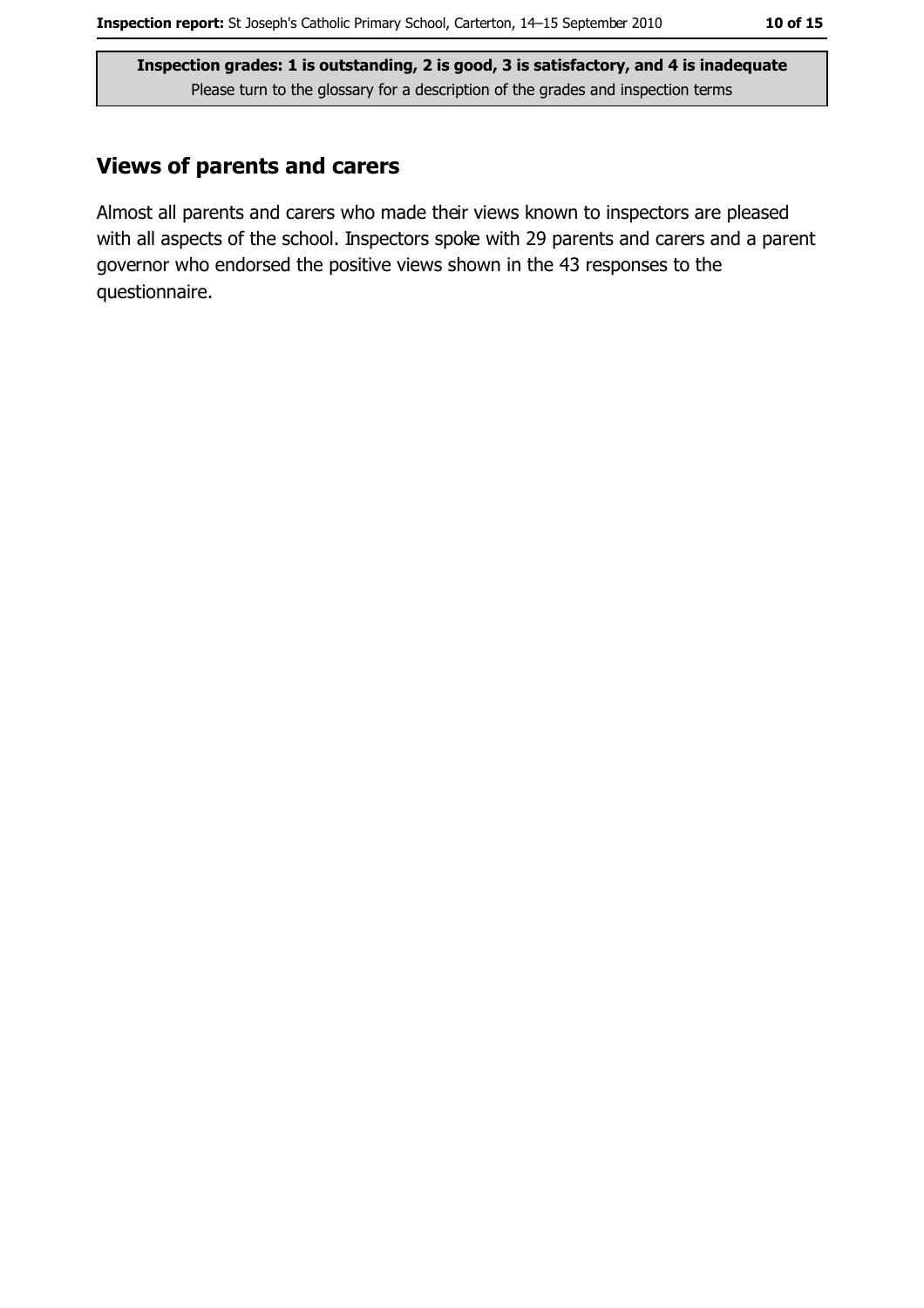**Inspection grades: 1 is outstanding, 2 is good, 3 is satisfactory, and 4 is inadequate**
Please turn to the glossary for a description of the grades and inspection terms

## Views of parents and carers

Almost all parents and carers who made their views known to inspectors are pleased with all aspects of the school. Inspectors spoke with 29 parents and carers and a parent governor who endorsed the positive views shown in the 43 responses to the questionnaire.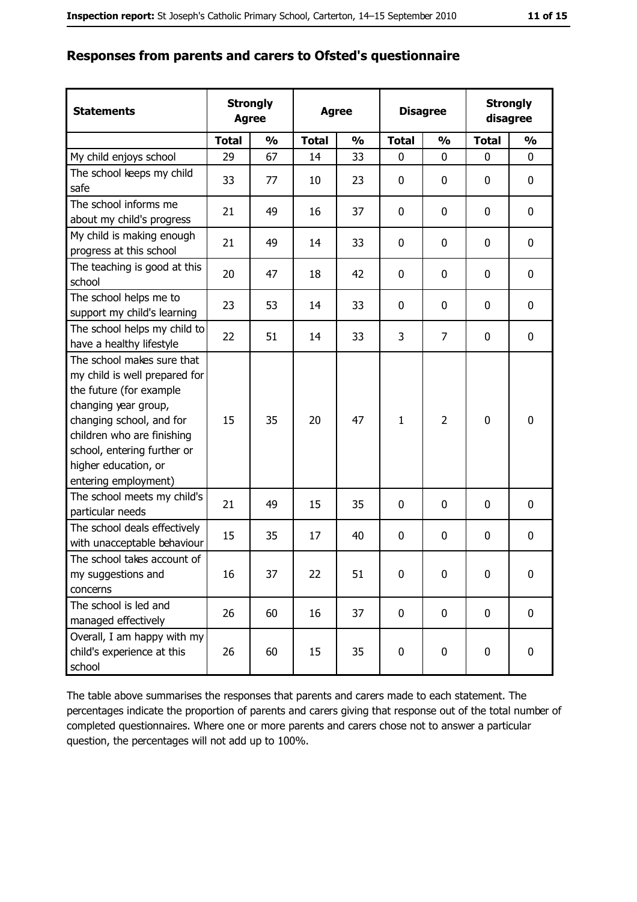## Responses from parents and carers to Ofsted's questionnaire

| Statements | Strongly Agree | | Agree | | Disagree | | Strongly disagree | |
|---|---|---|---|---|---|---|---|---|
| | **Total** | **%** | **Total** | **%** | **Total** | **%** | **Total** | **%** |
| My child enjoys school | 29 | 67 | 14 | 33 | 0 | 0 | 0 | 0 |
| The school keeps my child safe | 33 | 77 | 10 | 23 | 0 | 0 | 0 | 0 |
| The school informs me about my child's progress | 21 | 49 | 16 | 37 | 0 | 0 | 0 | 0 |
| My child is making enough progress at this school | 21 | 49 | 14 | 33 | 0 | 0 | 0 | 0 |
| The teaching is good at this school | 20 | 47 | 18 | 42 | 0 | 0 | 0 | 0 |
| The school helps me to support my child's learning | 23 | 53 | 14 | 33 | 0 | 0 | 0 | 0 |
| The school helps my child to have a healthy lifestyle | 22 | 51 | 14 | 33 | 3 | 7 | 0 | 0 |
| The school makes sure that my child is well prepared for the future (for example changing year group, changing school, and for children who are finishing school, entering further or higher education, or entering employment) | 15 | 35 | 20 | 47 | 1 | 2 | 0 | 0 |
| The school meets my child's particular needs | 21 | 49 | 15 | 35 | 0 | 0 | 0 | 0 |
| The school deals effectively with unacceptable behaviour | 15 | 35 | 17 | 40 | 0 | 0 | 0 | 0 |
| The school takes account of my suggestions and concerns | 16 | 37 | 22 | 51 | 0 | 0 | 0 | 0 |
| The school is led and managed effectively | 26 | 60 | 16 | 37 | 0 | 0 | 0 | 0 |
| Overall, I am happy with my child's experience at this school | 26 | 60 | 15 | 35 | 0 | 0 | 0 | 0 |

The table above summarises the responses that parents and carers made to each statement. The percentages indicate the proportion of parents and carers giving that response out of the total number of completed questionnaires. Where one or more parents and carers chose not to answer a particular question, the percentages will not add up to 100%.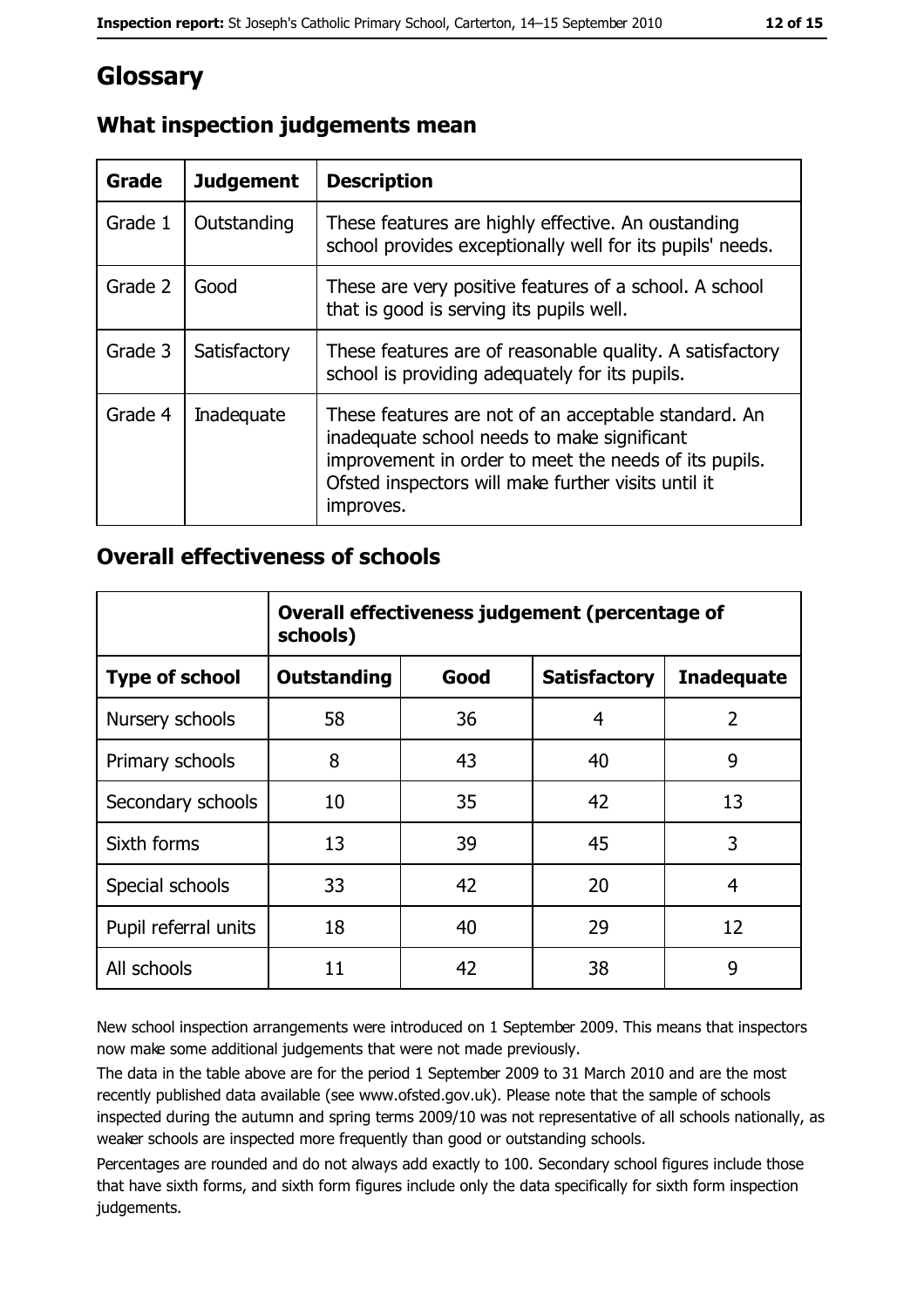# Glossary

## What inspection judgements mean

| Grade | Judgement | Description |
|---|---|---|
| Grade 1 | Outstanding | These features are highly effective. An oustanding school provides exceptionally well for its pupils' needs. |
| Grade 2 | Good | These are very positive features of a school. A school that is good is serving its pupils well. |
| Grade 3 | Satisfactory | These features are of reasonable quality. A satisfactory school is providing adequately for its pupils. |
| Grade 4 | Inadequate | These features are not of an acceptable standard. An inadequate school needs to make significant improvement in order to meet the needs of its pupils. Ofsted inspectors will make further visits until it improves. |

## Overall effectiveness of schools

| | Overall effectiveness judgement (percentage of schools) | | | |
|---|---|---|---|---|
| **Type of school** | **Outstanding** | **Good** | **Satisfactory** | **Inadequate** |
| Nursery schools | 58 | 36 | 4 | 2 |
| Primary schools | 8 | 43 | 40 | 9 |
| Secondary schools | 10 | 35 | 42 | 13 |
| Sixth forms | 13 | 39 | 45 | 3 |
| Special schools | 33 | 42 | 20 | 4 |
| Pupil referral units | 18 | 40 | 29 | 12 |
| All schools | 11 | 42 | 38 | 9 |

New school inspection arrangements were introduced on 1 September 2009. This means that inspectors now make some additional judgements that were not made previously.

The data in the table above are for the period 1 September 2009 to 31 March 2010 and are the most recently published data available (see www.ofsted.gov.uk). Please note that the sample of schools inspected during the autumn and spring terms 2009/10 was not representative of all schools nationally, as weaker schools are inspected more frequently than good or outstanding schools.

Percentages are rounded and do not always add exactly to 100. Secondary school figures include those that have sixth forms, and sixth form figures include only the data specifically for sixth form inspection judgements.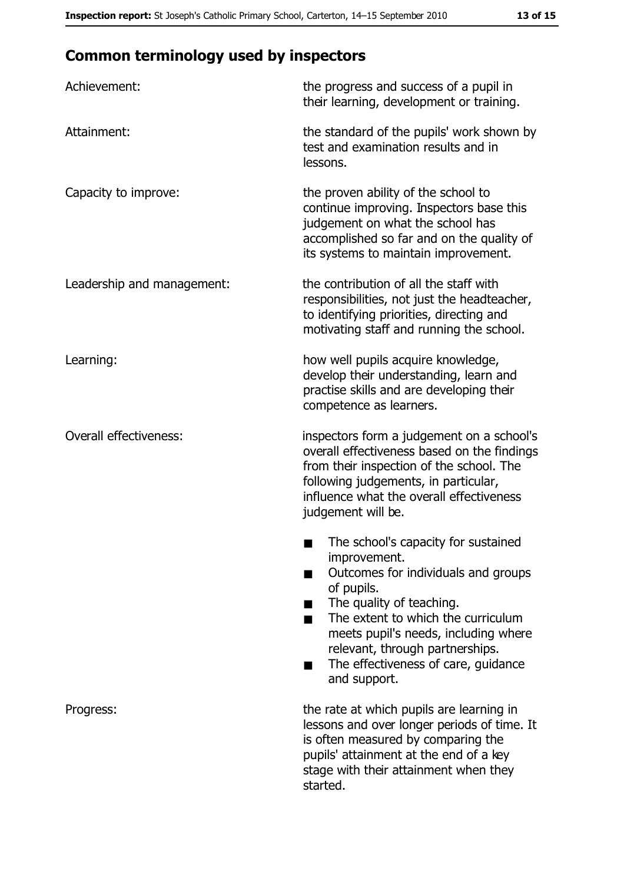## Common terminology used by inspectors

| | |
|---|---|
| Achievement: | the progress and success of a pupil in their learning, development or training. |
| Attainment: | the standard of the pupils' work shown by test and examination results and in lessons. |
| Capacity to improve: | the proven ability of the school to continue improving. Inspectors base this judgement on what the school has accomplished so far and on the quality of its systems to maintain improvement. |
| Leadership and management: | the contribution of all the staff with responsibilities, not just the headteacher, to identifying priorities, directing and motivating staff and running the school. |
| Learning: | how well pupils acquire knowledge, develop their understanding, learn and practise skills and are developing their competence as learners. |
| Overall effectiveness: | inspectors form a judgement on a school's overall effectiveness based on the findings from their inspection of the school. The following judgements, in particular, influence what the overall effectiveness judgement will be.<br>■ The school's capacity for sustained improvement.<br>■ Outcomes for individuals and groups of pupils.<br>■ The quality of teaching.<br>■ The extent to which the curriculum meets pupil's needs, including where relevant, through partnerships.<br>■ The effectiveness of care, guidance and support. |
| Progress: | the rate at which pupils are learning in lessons and over longer periods of time. It is often measured by comparing the pupils' attainment at the end of a key stage with their attainment when they started. |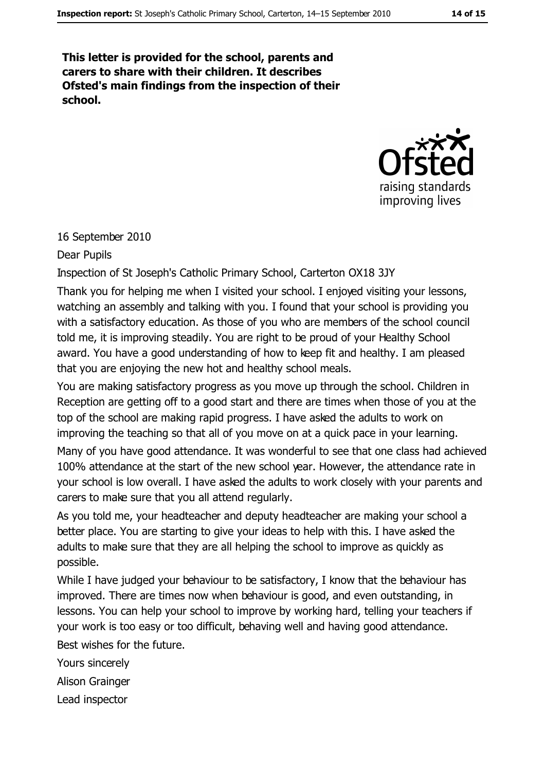**This letter is provided for the school, parents and carers to share with their children. It describes Ofsted's main findings from the inspection of their school.**

16 September 2010

Dear Pupils

Inspection of St Joseph's Catholic Primary School, Carterton OX18 3JY

Thank you for helping me when I visited your school. I enjoyed visiting your lessons, watching an assembly and talking with you. I found that your school is providing you with a satisfactory education. As those of you who are members of the school council told me, it is improving steadily. You are right to be proud of your Healthy School award. You have a good understanding of how to keep fit and healthy. I am pleased that you are enjoying the new hot and healthy school meals.

You are making satisfactory progress as you move up through the school. Children in Reception are getting off to a good start and there are times when those of you at the top of the school are making rapid progress. I have asked the adults to work on improving the teaching so that all of you move on at a quick pace in your learning.

Many of you have good attendance. It was wonderful to see that one class had achieved 100% attendance at the start of the new school year. However, the attendance rate in your school is low overall. I have asked the adults to work closely with your parents and carers to make sure that you all attend regularly.

As you told me, your headteacher and deputy headteacher are making your school a better place. You are starting to give your ideas to help with this. I have asked the adults to make sure that they are all helping the school to improve as quickly as possible.

While I have judged your behaviour to be satisfactory, I know that the behaviour has improved. There are times now when behaviour is good, and even outstanding, in lessons. You can help your school to improve by working hard, telling your teachers if your work is too easy or too difficult, behaving well and having good attendance.

Best wishes for the future.

Yours sincerely

Alison Grainger

Lead inspector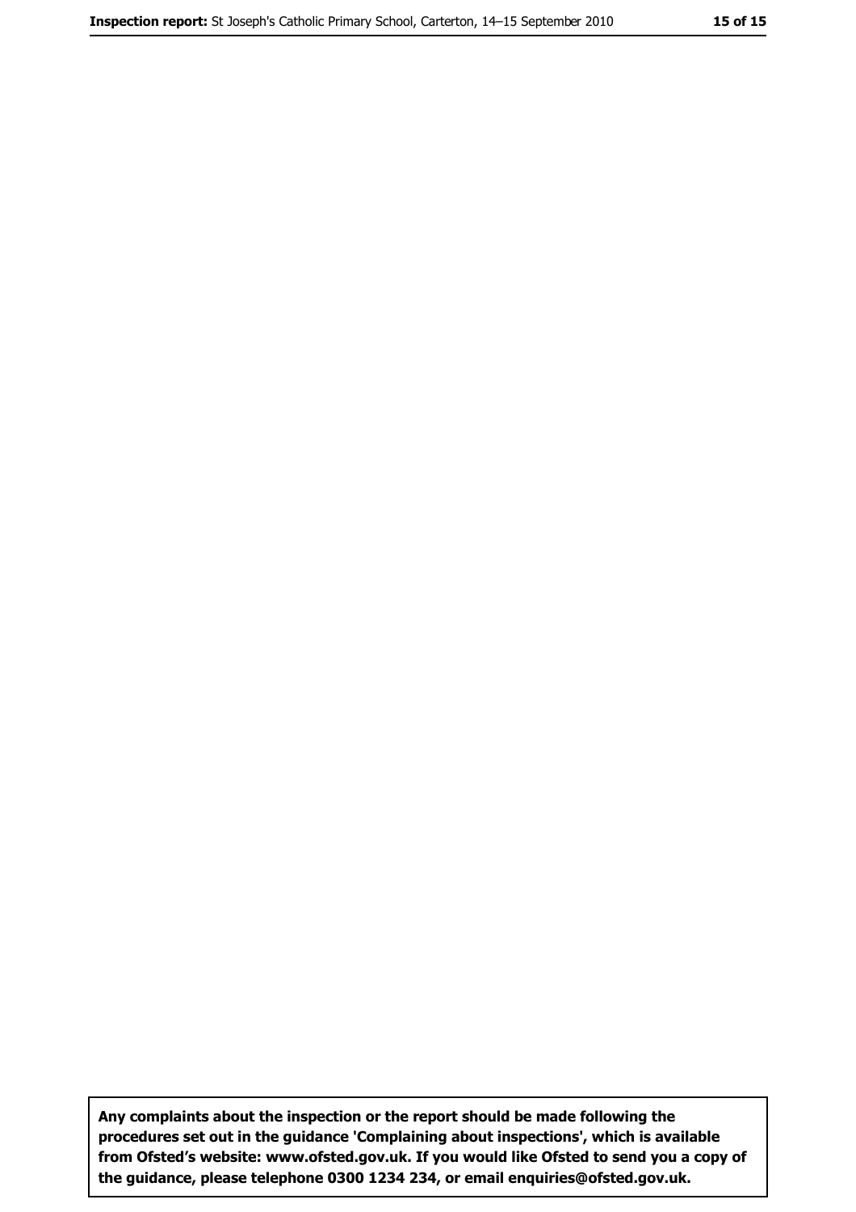**Any complaints about the inspection or the report should be made following the procedures set out in the guidance 'Complaining about inspections', which is available from Ofsted's website: www.ofsted.gov.uk. If you would like Ofsted to send you a copy of the guidance, please telephone 0300 1234 234, or email enquiries@ofsted.gov.uk.**